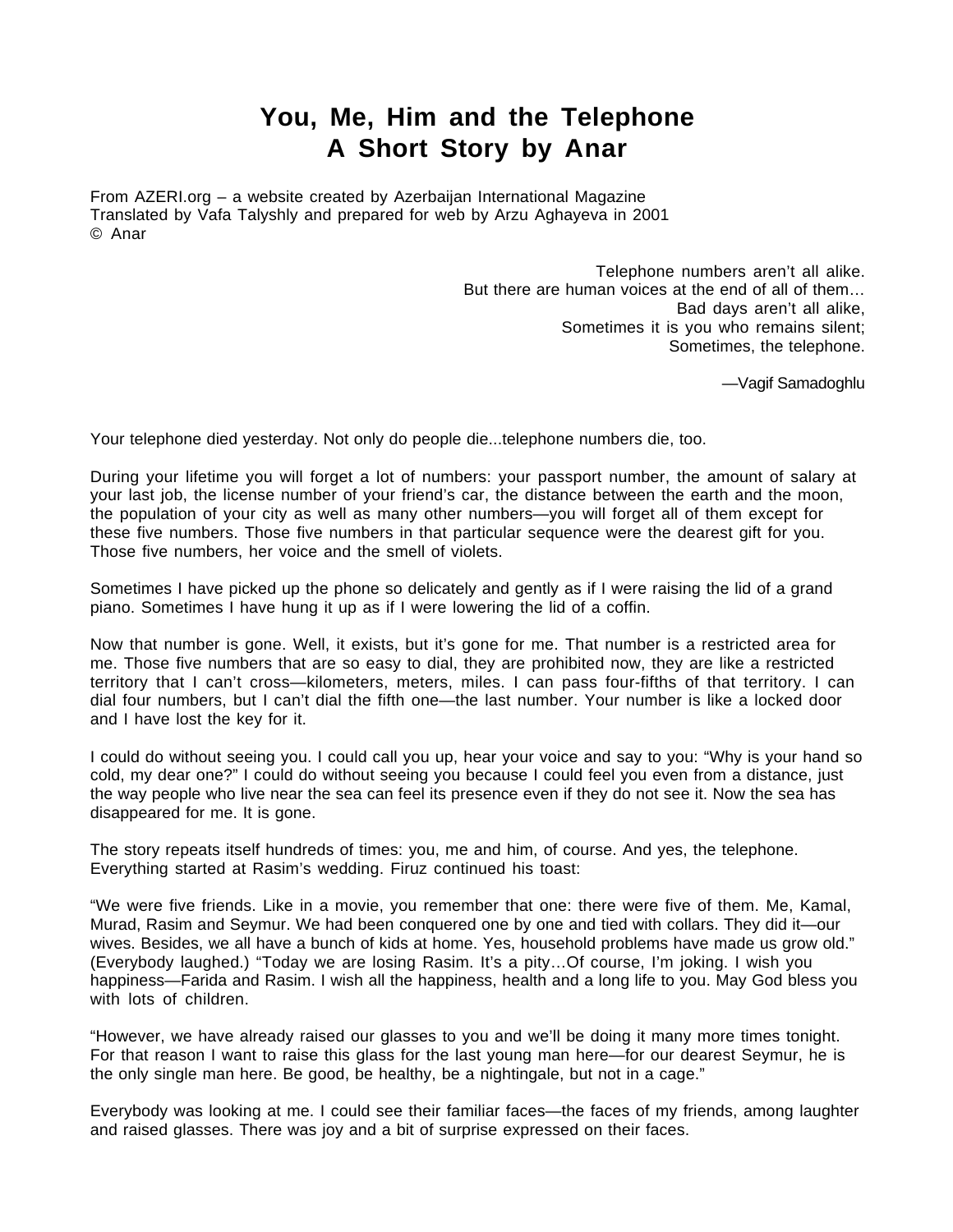# You, Me, Him and the Telephone
# A Short Story by Anar

From AZERI.org – a website created by Azerbaijan International Magazine
Translated by Vafa Talyshly and prepared for web by Arzu Aghayeva in 2001
© Anar

> Telephone numbers aren't all alike.
> But there are human voices at the end of all of them…
> Bad days aren't all alike,
> Sometimes it is you who remains silent;
> Sometimes, the telephone.
>
> —Vagif Samadoghlu

Your telephone died yesterday. Not only do people die...telephone numbers die, too.

During your lifetime you will forget a lot of numbers: your passport number, the amount of salary at your last job, the license number of your friend's car, the distance between the earth and the moon, the population of your city as well as many other numbers—you will forget all of them except for these five numbers. Those five numbers in that particular sequence were the dearest gift for you. Those five numbers, her voice and the smell of violets.

Sometimes I have picked up the phone so delicately and gently as if I were raising the lid of a grand piano. Sometimes I have hung it up as if I were lowering the lid of a coffin.

Now that number is gone. Well, it exists, but it's gone for me. That number is a restricted area for me. Those five numbers that are so easy to dial, they are prohibited now, they are like a restricted territory that I can't cross—kilometers, meters, miles. I can pass four-fifths of that territory. I can dial four numbers, but I can't dial the fifth one—the last number. Your number is like a locked door and I have lost the key for it.

I could do without seeing you. I could call you up, hear your voice and say to you: "Why is your hand so cold, my dear one?" I could do without seeing you because I could feel you even from a distance, just the way people who live near the sea can feel its presence even if they do not see it. Now the sea has disappeared for me. It is gone.

The story repeats itself hundreds of times: you, me and him, of course. And yes, the telephone. Everything started at Rasim's wedding. Firuz continued his toast:

"We were five friends. Like in a movie, you remember that one: there were five of them. Me, Kamal, Murad, Rasim and Seymur. We had been conquered one by one and tied with collars. They did it—our wives. Besides, we all have a bunch of kids at home. Yes, household problems have made us grow old." (Everybody laughed.) "Today we are losing Rasim. It's a pity…Of course, I'm joking. I wish you happiness—Farida and Rasim. I wish all the happiness, health and a long life to you. May God bless you with lots of children.

"However, we have already raised our glasses to you and we'll be doing it many more times tonight. For that reason I want to raise this glass for the last young man here—for our dearest Seymur, he is the only single man here. Be good, be healthy, be a nightingale, but not in a cage."

Everybody was looking at me. I could see their familiar faces—the faces of my friends, among laughter and raised glasses. There was joy and a bit of surprise expressed on their faces.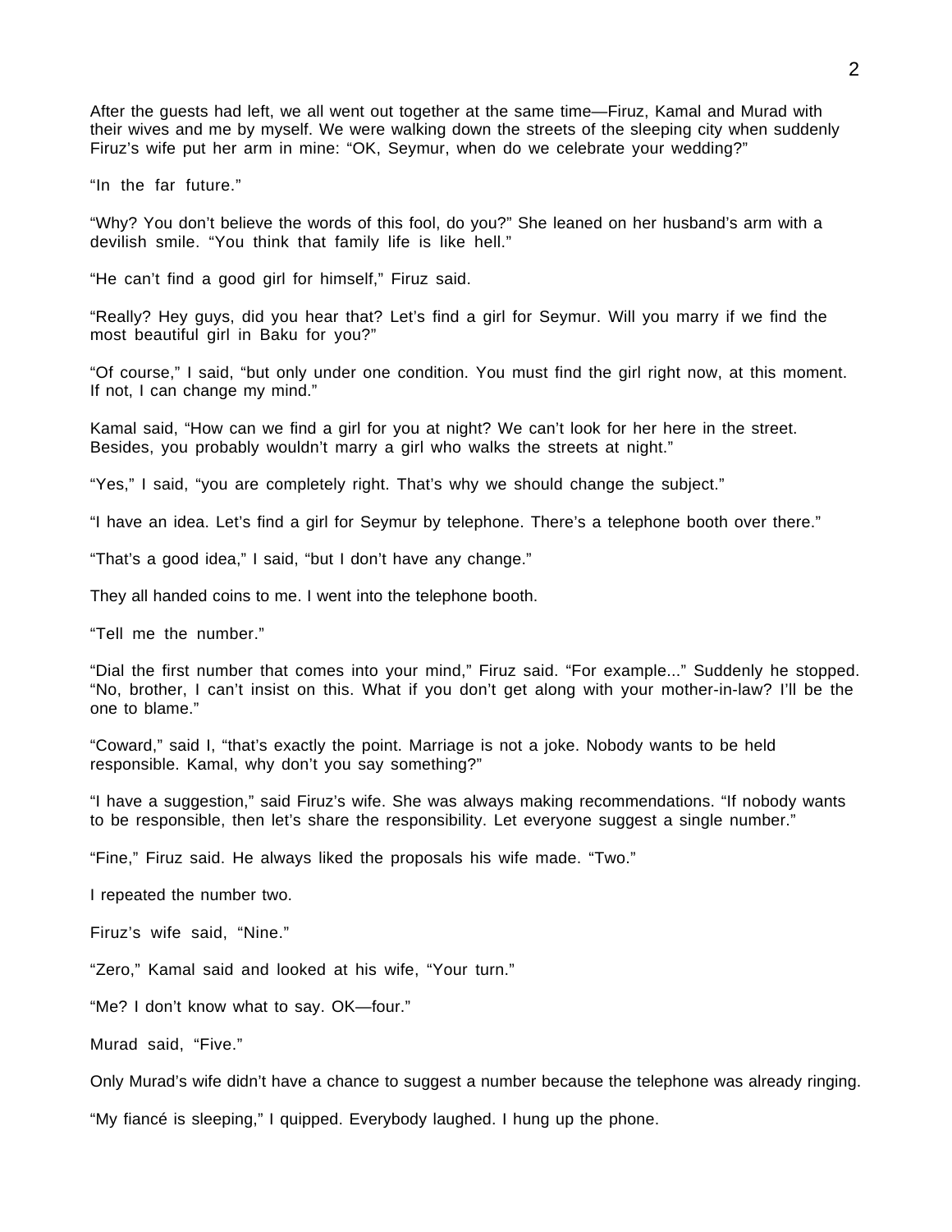After the guests had left, we all went out together at the same time—Firuz, Kamal and Murad with their wives and me by myself. We were walking down the streets of the sleeping city when suddenly Firuz's wife put her arm in mine: "OK, Seymur, when do we celebrate your wedding?"

"In the far future."

"Why? You don't believe the words of this fool, do you?" She leaned on her husband's arm with a devilish smile. "You think that family life is like hell."

"He can't find a good girl for himself," Firuz said.

"Really? Hey guys, did you hear that? Let's find a girl for Seymur. Will you marry if we find the most beautiful girl in Baku for you?"

"Of course," I said, "but only under one condition. You must find the girl right now, at this moment. If not, I can change my mind."

Kamal said, "How can we find a girl for you at night? We can't look for her here in the street. Besides, you probably wouldn't marry a girl who walks the streets at night."

"Yes," I said, "you are completely right. That's why we should change the subject."

"I have an idea. Let's find a girl for Seymur by telephone. There's a telephone booth over there."

"That's a good idea," I said, "but I don't have any change."

They all handed coins to me. I went into the telephone booth.

"Tell me the number."

"Dial the first number that comes into your mind," Firuz said. "For example..." Suddenly he stopped. "No, brother, I can't insist on this. What if you don't get along with your mother-in-law? I'll be the one to blame."

"Coward," said I, "that's exactly the point. Marriage is not a joke. Nobody wants to be held responsible. Kamal, why don't you say something?"

"I have a suggestion," said Firuz's wife. She was always making recommendations. "If nobody wants to be responsible, then let's share the responsibility. Let everyone suggest a single number."

"Fine," Firuz said. He always liked the proposals his wife made. "Two."

I repeated the number two.

Firuz's wife said, "Nine."

"Zero," Kamal said and looked at his wife, "Your turn."

"Me? I don't know what to say. OK—four."

Murad said, "Five."

Only Murad's wife didn't have a chance to suggest a number because the telephone was already ringing.

"My fiancé is sleeping," I quipped. Everybody laughed. I hung up the phone.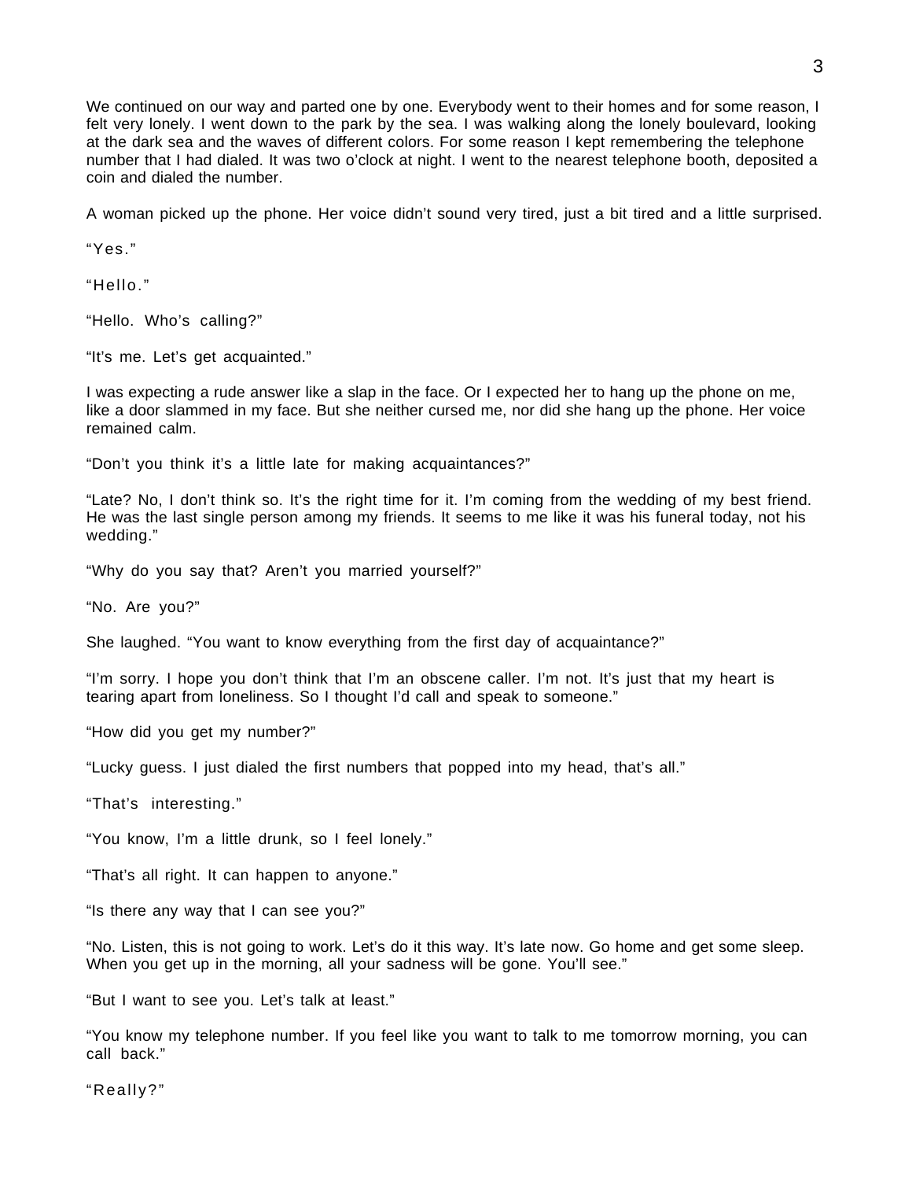We continued on our way and parted one by one. Everybody went to their homes and for some reason, I felt very lonely. I went down to the park by the sea. I was walking along the lonely boulevard, looking at the dark sea and the waves of different colors. For some reason I kept remembering the telephone number that I had dialed. It was two o'clock at night. I went to the nearest telephone booth, deposited a coin and dialed the number.

A woman picked up the phone. Her voice didn't sound very tired, just a bit tired and a little surprised.

"Yes."

"Hello."

"Hello. Who's calling?"

"It's me. Let's get acquainted."

I was expecting a rude answer like a slap in the face. Or I expected her to hang up the phone on me, like a door slammed in my face. But she neither cursed me, nor did she hang up the phone. Her voice remained calm.

"Don't you think it's a little late for making acquaintances?"

"Late? No, I don't think so. It's the right time for it. I'm coming from the wedding of my best friend. He was the last single person among my friends. It seems to me like it was his funeral today, not his wedding."

"Why do you say that? Aren't you married yourself?"

"No. Are you?"

She laughed. "You want to know everything from the first day of acquaintance?"

"I'm sorry. I hope you don't think that I'm an obscene caller. I'm not. It's just that my heart is tearing apart from loneliness. So I thought I'd call and speak to someone."

"How did you get my number?"

"Lucky guess. I just dialed the first numbers that popped into my head, that's all."

"That's interesting."

"You know, I'm a little drunk, so I feel lonely."

"That's all right. It can happen to anyone."

"Is there any way that I can see you?"

"No. Listen, this is not going to work. Let's do it this way. It's late now. Go home and get some sleep. When you get up in the morning, all your sadness will be gone. You'll see."

"But I want to see you. Let's talk at least."

"You know my telephone number. If you feel like you want to talk to me tomorrow morning, you can call back."

"Really?"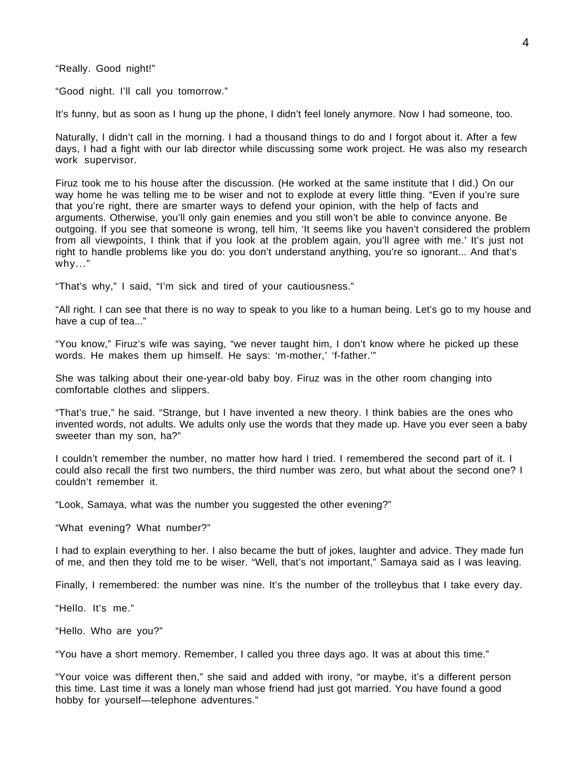"Really. Good night!"

"Good night. I'll call you tomorrow."

It's funny, but as soon as I hung up the phone, I didn't feel lonely anymore. Now I had someone, too.

Naturally, I didn't call in the morning. I had a thousand things to do and I forgot about it. After a few days, I had a fight with our lab director while discussing some work project. He was also my research work supervisor.

Firuz took me to his house after the discussion. (He worked at the same institute that I did.) On our way home he was telling me to be wiser and not to explode at every little thing. "Even if you're sure that you're right, there are smarter ways to defend your opinion, with the help of facts and arguments. Otherwise, you'll only gain enemies and you still won't be able to convince anyone. Be outgoing. If you see that someone is wrong, tell him, 'It seems like you haven't considered the problem from all viewpoints, I think that if you look at the problem again, you'll agree with me.' It's just not right to handle problems like you do: you don't understand anything, you're so ignorant... And that's why..."

"That's why," I said, "I'm sick and tired of your cautiousness."

"All right. I can see that there is no way to speak to you like to a human being. Let's go to my house and have a cup of tea..."

"You know," Firuz's wife was saying, "we never taught him, I don't know where he picked up these words. He makes them up himself. He says: 'm-mother,' 'f-father.'"

She was talking about their one-year-old baby boy. Firuz was in the other room changing into comfortable clothes and slippers.

"That's true," he said. "Strange, but I have invented a new theory. I think babies are the ones who invented words, not adults. We adults only use the words that they made up. Have you ever seen a baby sweeter than my son, ha?"

I couldn't remember the number, no matter how hard I tried. I remembered the second part of it. I could also recall the first two numbers, the third number was zero, but what about the second one? I couldn't remember it.

"Look, Samaya, what was the number you suggested the other evening?"

"What evening? What number?"

I had to explain everything to her. I also became the butt of jokes, laughter and advice. They made fun of me, and then they told me to be wiser. "Well, that's not important," Samaya said as I was leaving.

Finally, I remembered: the number was nine. It's the number of the trolleybus that I take every day.

"Hello. It's me."

"Hello. Who are you?"

"You have a short memory. Remember, I called you three days ago. It was at about this time."

"Your voice was different then," she said and added with irony, "or maybe, it's a different person this time. Last time it was a lonely man whose friend had just got married. You have found a good hobby for yourself—telephone adventures."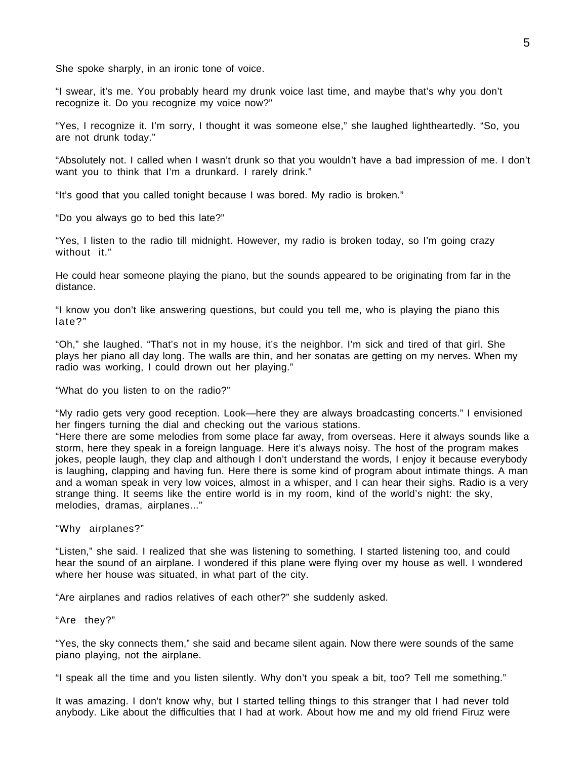She spoke sharply, in an ironic tone of voice.

“I swear, it’s me. You probably heard my drunk voice last time, and maybe that’s why you don’t recognize it. Do you recognize my voice now?”

“Yes, I recognize it. I’m sorry, I thought it was someone else,” she laughed lightheartedly. “So, you are not drunk today.”

“Absolutely not. I called when I wasn’t drunk so that you wouldn’t have a bad impression of me. I don’t want you to think that I’m a drunkard. I rarely drink.”

“It’s good that you called tonight because I was bored. My radio is broken.”

“Do you always go to bed this late?”

“Yes, I listen to the radio till midnight. However, my radio is broken today, so I’m going crazy without it.”

He could hear someone playing the piano, but the sounds appeared to be originating from far in the distance.

“I know you don’t like answering questions, but could you tell me, who is playing the piano this late?”

“Oh,” she laughed. “That’s not in my house, it’s the neighbor. I’m sick and tired of that girl. She plays her piano all day long. The walls are thin, and her sonatas are getting on my nerves. When my radio was working, I could drown out her playing.”

“What do you listen to on the radio?”

“My radio gets very good reception. Look—here they are always broadcasting concerts.” I envisioned her fingers turning the dial and checking out the various stations.
“Here there are some melodies from some place far away, from overseas. Here it always sounds like a storm, here they speak in a foreign language. Here it’s always noisy. The host of the program makes jokes, people laugh, they clap and although I don’t understand the words, I enjoy it because everybody is laughing, clapping and having fun. Here there is some kind of program about intimate things. A man and a woman speak in very low voices, almost in a whisper, and I can hear their sighs. Radio is a very strange thing. It seems like the entire world is in my room, kind of the world’s night: the sky, melodies, dramas, airplanes...”

“Why airplanes?”

“Listen,” she said. I realized that she was listening to something. I started listening too, and could hear the sound of an airplane. I wondered if this plane were flying over my house as well. I wondered where her house was situated, in what part of the city.

“Are airplanes and radios relatives of each other?” she suddenly asked.

“Are they?”

“Yes, the sky connects them,” she said and became silent again. Now there were sounds of the same piano playing, not the airplane.

“I speak all the time and you listen silently. Why don’t you speak a bit, too? Tell me something.”

It was amazing. I don’t know why, but I started telling things to this stranger that I had never told anybody. Like about the difficulties that I had at work. About how me and my old friend Firuz were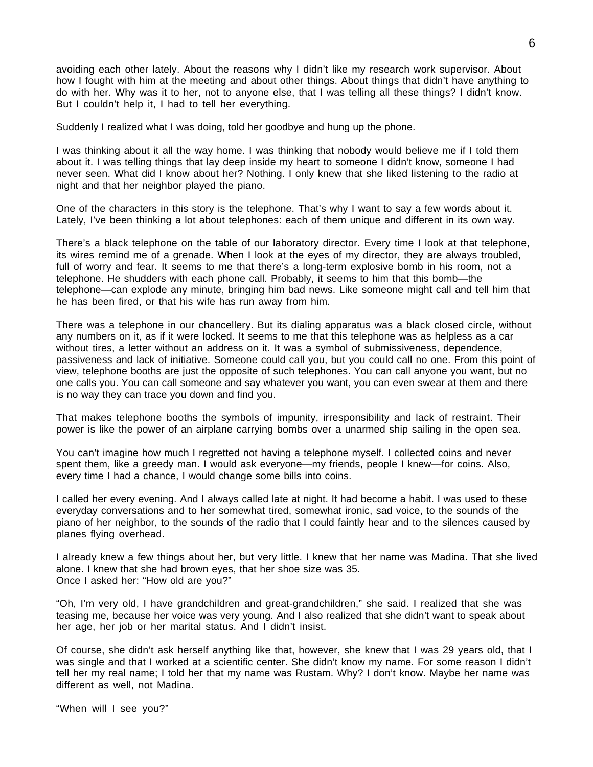avoiding each other lately. About the reasons why I didn't like my research work supervisor. About how I fought with him at the meeting and about other things. About things that didn't have anything to do with her. Why was it to her, not to anyone else, that I was telling all these things? I didn't know. But I couldn't help it, I had to tell her everything.

Suddenly I realized what I was doing, told her goodbye and hung up the phone.

I was thinking about it all the way home. I was thinking that nobody would believe me if I told them about it. I was telling things that lay deep inside my heart to someone I didn't know, someone I had never seen. What did I know about her? Nothing. I only knew that she liked listening to the radio at night and that her neighbor played the piano.

One of the characters in this story is the telephone. That's why I want to say a few words about it. Lately, I've been thinking a lot about telephones: each of them unique and different in its own way.

There's a black telephone on the table of our laboratory director. Every time I look at that telephone, its wires remind me of a grenade. When I look at the eyes of my director, they are always troubled, full of worry and fear. It seems to me that there's a long-term explosive bomb in his room, not a telephone. He shudders with each phone call. Probably, it seems to him that this bomb—the telephone—can explode any minute, bringing him bad news. Like someone might call and tell him that he has been fired, or that his wife has run away from him.

There was a telephone in our chancellery. But its dialing apparatus was a black closed circle, without any numbers on it, as if it were locked. It seems to me that this telephone was as helpless as a car without tires, a letter without an address on it. It was a symbol of submissiveness, dependence, passiveness and lack of initiative. Someone could call you, but you could call no one. From this point of view, telephone booths are just the opposite of such telephones. You can call anyone you want, but no one calls you. You can call someone and say whatever you want, you can even swear at them and there is no way they can trace you down and find you.

That makes telephone booths the symbols of impunity, irresponsibility and lack of restraint. Their power is like the power of an airplane carrying bombs over a unarmed ship sailing in the open sea.

You can't imagine how much I regretted not having a telephone myself. I collected coins and never spent them, like a greedy man. I would ask everyone—my friends, people I knew—for coins. Also, every time I had a chance, I would change some bills into coins.

I called her every evening. And I always called late at night. It had become a habit. I was used to these everyday conversations and to her somewhat tired, somewhat ironic, sad voice, to the sounds of the piano of her neighbor, to the sounds of the radio that I could faintly hear and to the silences caused by planes flying overhead.

I already knew a few things about her, but very little. I knew that her name was Madina. That she lived alone. I knew that she had brown eyes, that her shoe size was 35.
Once I asked her: "How old are you?"

"Oh, I'm very old, I have grandchildren and great-grandchildren," she said. I realized that she was teasing me, because her voice was very young. And I also realized that she didn't want to speak about her age, her job or her marital status. And I didn't insist.

Of course, she didn't ask herself anything like that, however, she knew that I was 29 years old, that I was single and that I worked at a scientific center. She didn't know my name. For some reason I didn't tell her my real name; I told her that my name was Rustam. Why? I don't know. Maybe her name was different as well, not Madina.

"When will I see you?"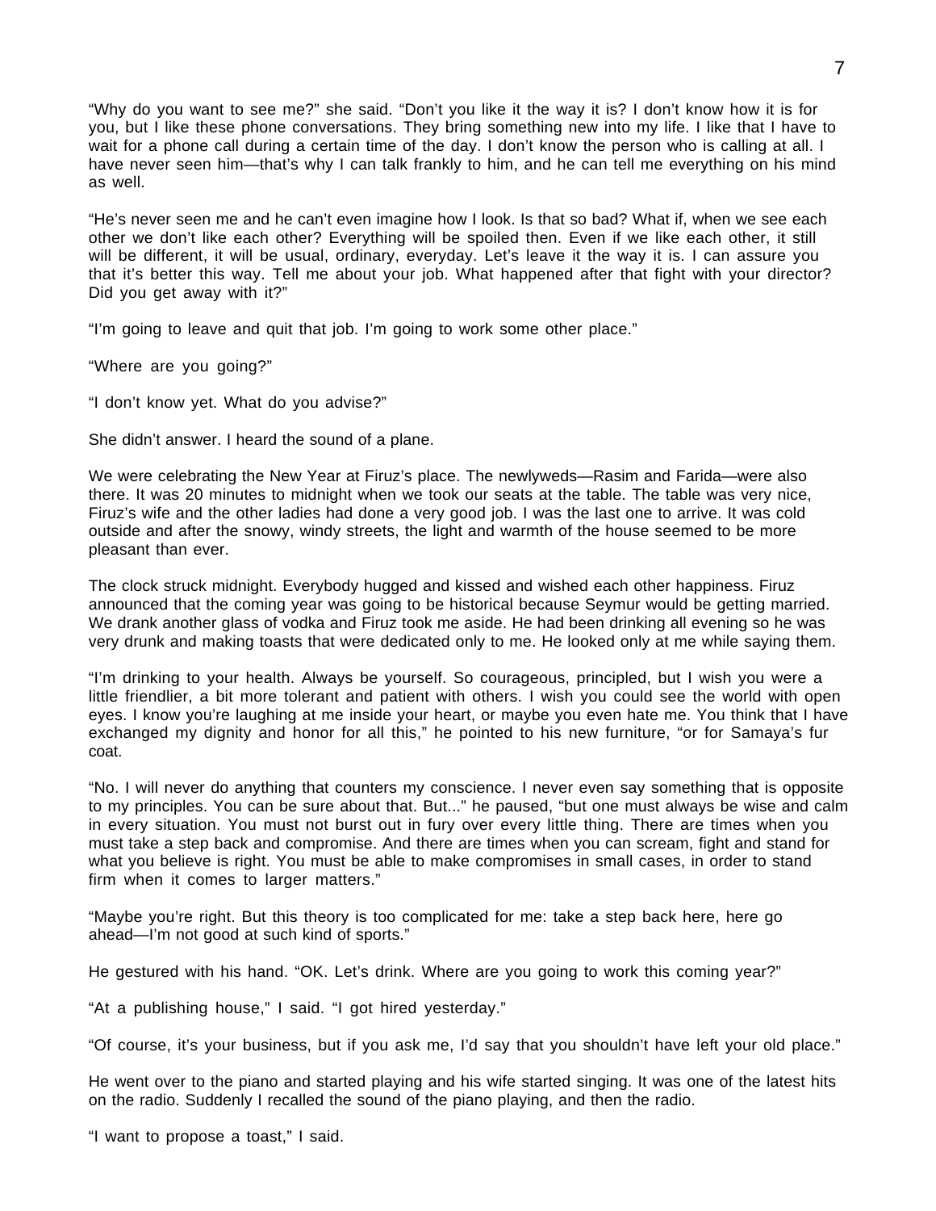"Why do you want to see me?" she said. "Don't you like it the way it is? I don't know how it is for you, but I like these phone conversations. They bring something new into my life. I like that I have to wait for a phone call during a certain time of the day. I don't know the person who is calling at all. I have never seen him—that's why I can talk frankly to him, and he can tell me everything on his mind as well.

"He's never seen me and he can't even imagine how I look. Is that so bad? What if, when we see each other we don't like each other? Everything will be spoiled then. Even if we like each other, it still will be different, it will be usual, ordinary, everyday. Let's leave it the way it is. I can assure you that it's better this way. Tell me about your job. What happened after that fight with your director? Did you get away with it?"

"I'm going to leave and quit that job. I'm going to work some other place."

"Where are you going?"

"I don't know yet. What do you advise?"

She didn't answer. I heard the sound of a plane.

We were celebrating the New Year at Firuz's place. The newlyweds—Rasim and Farida—were also there. It was 20 minutes to midnight when we took our seats at the table. The table was very nice, Firuz's wife and the other ladies had done a very good job. I was the last one to arrive. It was cold outside and after the snowy, windy streets, the light and warmth of the house seemed to be more pleasant than ever.

The clock struck midnight. Everybody hugged and kissed and wished each other happiness. Firuz announced that the coming year was going to be historical because Seymur would be getting married. We drank another glass of vodka and Firuz took me aside. He had been drinking all evening so he was very drunk and making toasts that were dedicated only to me. He looked only at me while saying them.

"I'm drinking to your health. Always be yourself. So courageous, principled, but I wish you were a little friendlier, a bit more tolerant and patient with others. I wish you could see the world with open eyes. I know you're laughing at me inside your heart, or maybe you even hate me. You think that I have exchanged my dignity and honor for all this," he pointed to his new furniture, "or for Samaya's fur coat.

"No. I will never do anything that counters my conscience. I never even say something that is opposite to my principles. You can be sure about that. But..." he paused, "but one must always be wise and calm in every situation. You must not burst out in fury over every little thing. There are times when you must take a step back and compromise. And there are times when you can scream, fight and stand for what you believe is right. You must be able to make compromises in small cases, in order to stand firm when it comes to larger matters."

"Maybe you're right. But this theory is too complicated for me: take a step back here, here go ahead—I'm not good at such kind of sports."

He gestured with his hand. "OK. Let's drink. Where are you going to work this coming year?"

"At a publishing house," I said. "I got hired yesterday."

"Of course, it's your business, but if you ask me, I'd say that you shouldn't have left your old place."

He went over to the piano and started playing and his wife started singing. It was one of the latest hits on the radio. Suddenly I recalled the sound of the piano playing, and then the radio.

"I want to propose a toast," I said.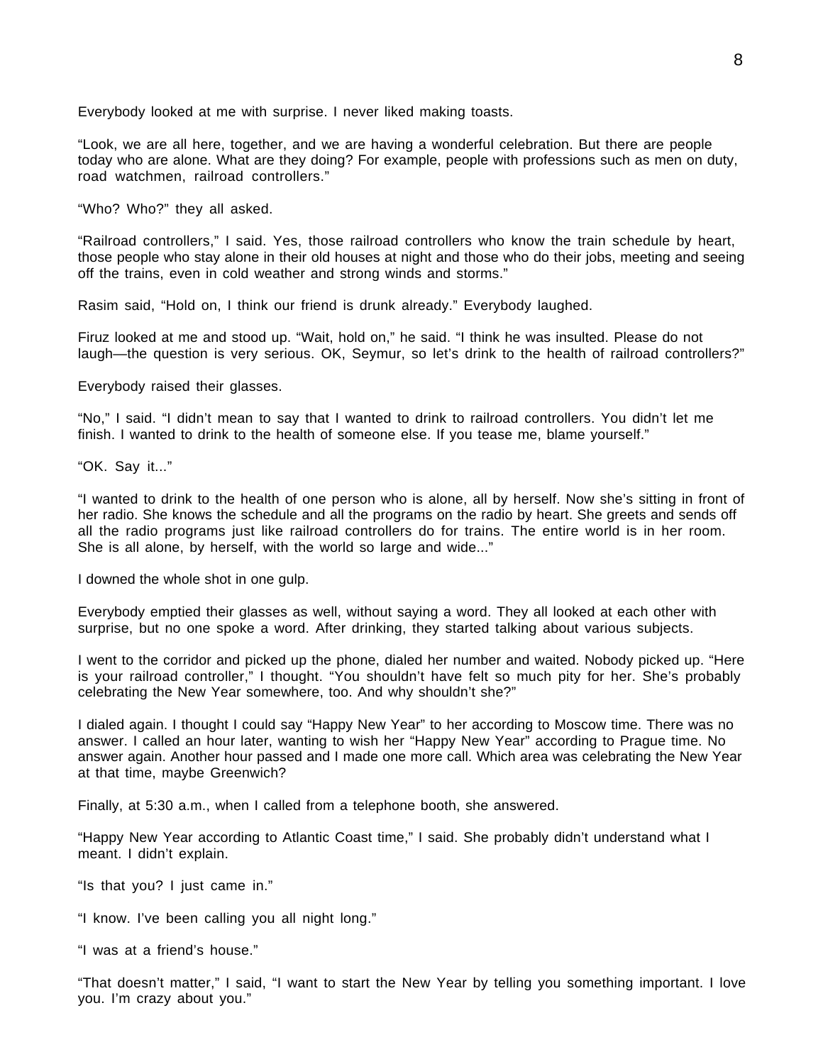Everybody looked at me with surprise. I never liked making toasts.

“Look, we are all here, together, and we are having a wonderful celebration. But there are people today who are alone. What are they doing? For example, people with professions such as men on duty, road watchmen, railroad controllers.”

“Who? Who?” they all asked.

“Railroad controllers,” I said. Yes, those railroad controllers who know the train schedule by heart, those people who stay alone in their old houses at night and those who do their jobs, meeting and seeing off the trains, even in cold weather and strong winds and storms.”

Rasim said, “Hold on, I think our friend is drunk already.” Everybody laughed.

Firuz looked at me and stood up. “Wait, hold on,” he said. “I think he was insulted. Please do not laugh—the question is very serious. OK, Seymur, so let’s drink to the health of railroad controllers?”

Everybody raised their glasses.

“No,” I said. “I didn’t mean to say that I wanted to drink to railroad controllers. You didn’t let me finish. I wanted to drink to the health of someone else. If you tease me, blame yourself.”

“OK. Say it...”

“I wanted to drink to the health of one person who is alone, all by herself. Now she’s sitting in front of her radio. She knows the schedule and all the programs on the radio by heart. She greets and sends off all the radio programs just like railroad controllers do for trains. The entire world is in her room. She is all alone, by herself, with the world so large and wide...”

I downed the whole shot in one gulp.

Everybody emptied their glasses as well, without saying a word. They all looked at each other with surprise, but no one spoke a word. After drinking, they started talking about various subjects.

I went to the corridor and picked up the phone, dialed her number and waited. Nobody picked up. “Here is your railroad controller,” I thought. “You shouldn’t have felt so much pity for her. She’s probably celebrating the New Year somewhere, too. And why shouldn’t she?”

I dialed again. I thought I could say “Happy New Year” to her according to Moscow time. There was no answer. I called an hour later, wanting to wish her “Happy New Year” according to Prague time. No answer again. Another hour passed and I made one more call. Which area was celebrating the New Year at that time, maybe Greenwich?

Finally, at 5:30 a.m., when I called from a telephone booth, she answered.

“Happy New Year according to Atlantic Coast time,” I said. She probably didn’t understand what I meant. I didn’t explain.

“Is that you? I just came in.”

“I know. I’ve been calling you all night long.”

“I was at a friend’s house.”

“That doesn’t matter,” I said, “I want to start the New Year by telling you something important. I love you. I’m crazy about you.”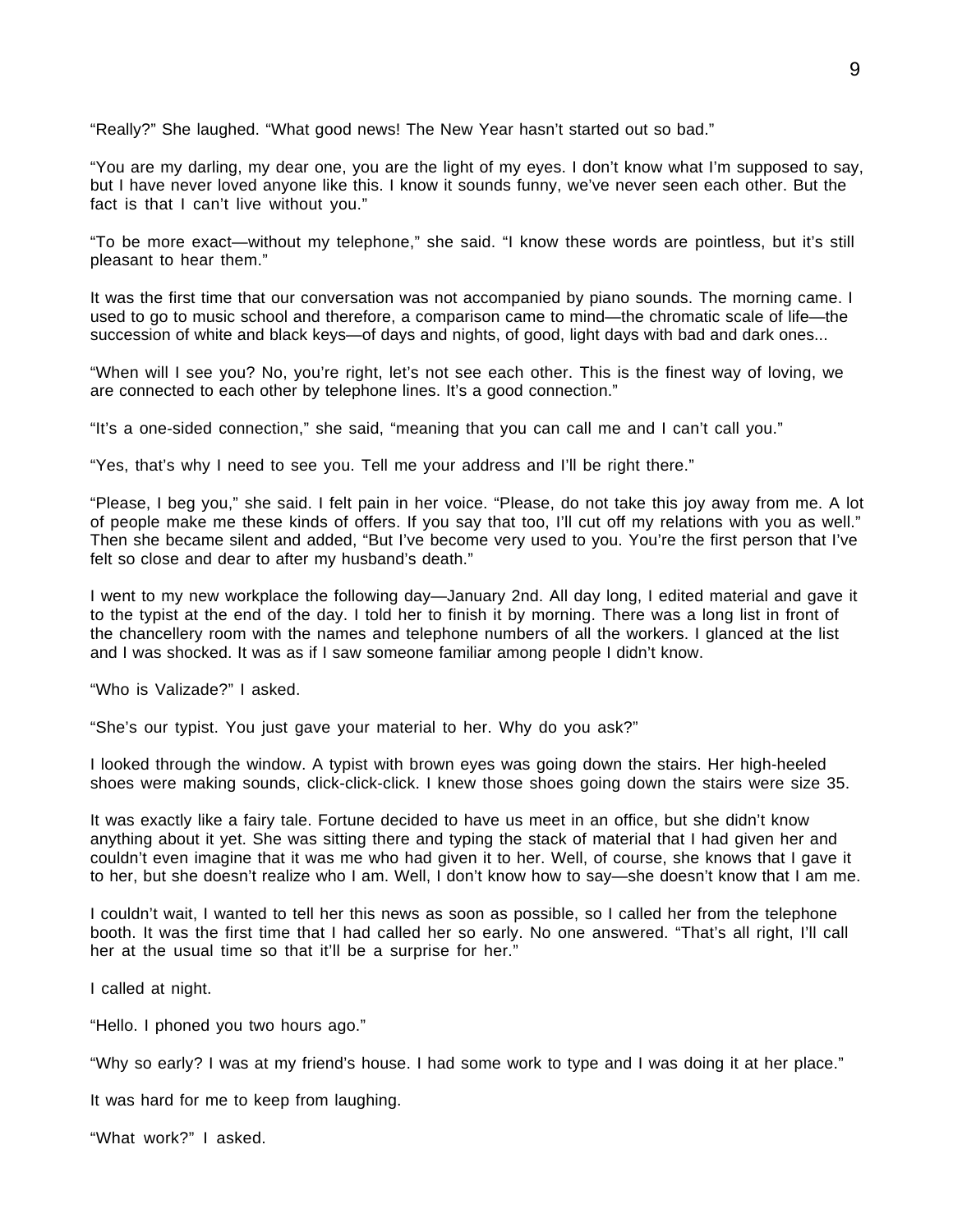"Really?" She laughed. "What good news! The New Year hasn't started out so bad."

"You are my darling, my dear one, you are the light of my eyes. I don't know what I'm supposed to say, but I have never loved anyone like this. I know it sounds funny, we've never seen each other. But the fact is that I can't live without you."

"To be more exact—without my telephone," she said. "I know these words are pointless, but it's still pleasant to hear them."

It was the first time that our conversation was not accompanied by piano sounds. The morning came. I used to go to music school and therefore, a comparison came to mind—the chromatic scale of life—the succession of white and black keys—of days and nights, of good, light days with bad and dark ones...

"When will I see you? No, you're right, let's not see each other. This is the finest way of loving, we are connected to each other by telephone lines. It's a good connection."

"It's a one-sided connection," she said, "meaning that you can call me and I can't call you."

"Yes, that's why I need to see you. Tell me your address and I'll be right there."

"Please, I beg you," she said. I felt pain in her voice. "Please, do not take this joy away from me. A lot of people make me these kinds of offers. If you say that too, I'll cut off my relations with you as well." Then she became silent and added, "But I've become very used to you. You're the first person that I've felt so close and dear to after my husband's death."

I went to my new workplace the following day—January 2nd. All day long, I edited material and gave it to the typist at the end of the day. I told her to finish it by morning. There was a long list in front of the chancellery room with the names and telephone numbers of all the workers. I glanced at the list and I was shocked. It was as if I saw someone familiar among people I didn't know.

"Who is Valizade?" I asked.

"She's our typist. You just gave your material to her. Why do you ask?"

I looked through the window. A typist with brown eyes was going down the stairs. Her high-heeled shoes were making sounds, click-click-click. I knew those shoes going down the stairs were size 35.

It was exactly like a fairy tale. Fortune decided to have us meet in an office, but she didn't know anything about it yet. She was sitting there and typing the stack of material that I had given her and couldn't even imagine that it was me who had given it to her. Well, of course, she knows that I gave it to her, but she doesn't realize who I am. Well, I don't know how to say—she doesn't know that I am me.

I couldn't wait, I wanted to tell her this news as soon as possible, so I called her from the telephone booth. It was the first time that I had called her so early. No one answered. "That's all right, I'll call her at the usual time so that it'll be a surprise for her."

I called at night.

"Hello. I phoned you two hours ago."

"Why so early? I was at my friend's house. I had some work to type and I was doing it at her place."

It was hard for me to keep from laughing.

"What work?" I asked.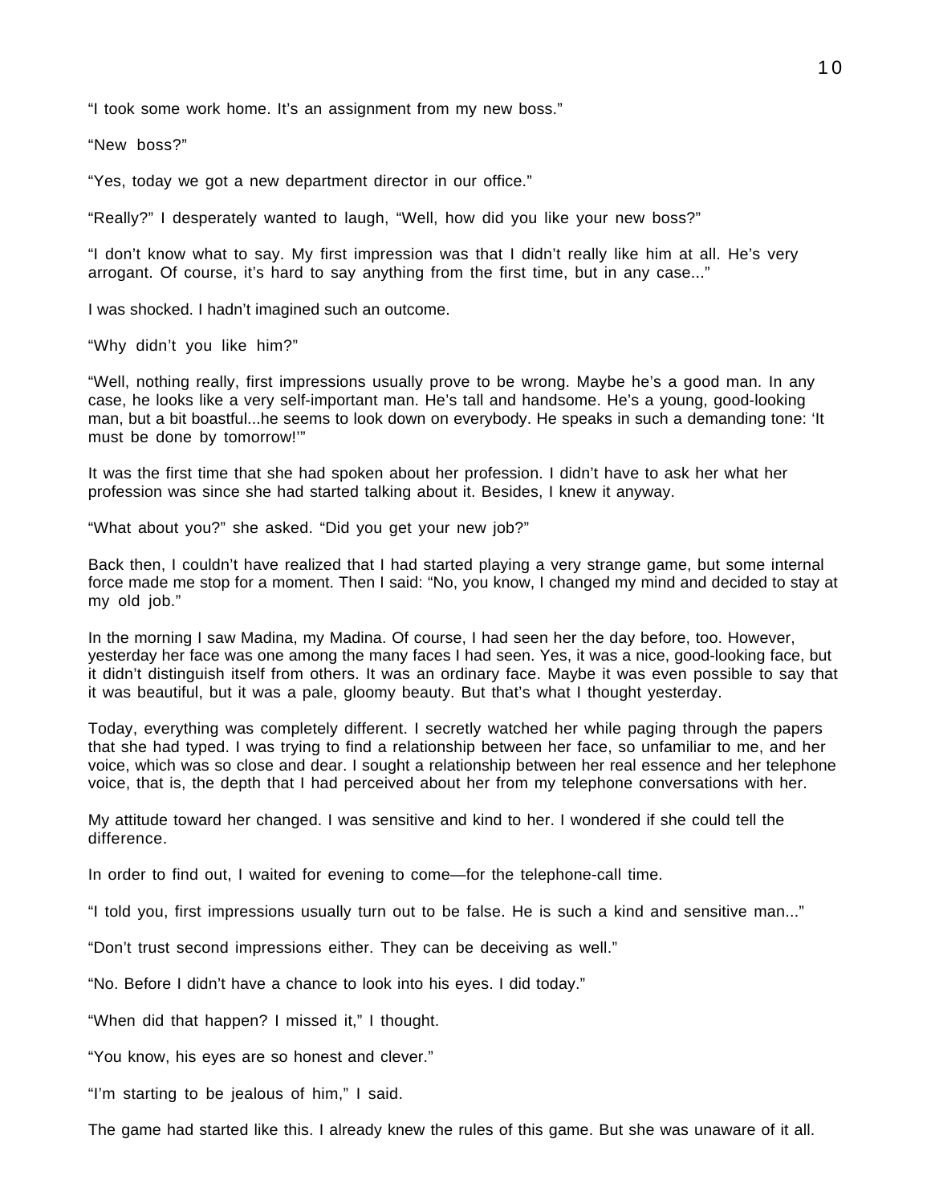"I took some work home. It's an assignment from my new boss."

"New boss?"

"Yes, today we got a new department director in our office."

"Really?" I desperately wanted to laugh, "Well, how did you like your new boss?"

"I don't know what to say. My first impression was that I didn't really like him at all. He's very arrogant. Of course, it's hard to say anything from the first time, but in any case..."

I was shocked. I hadn't imagined such an outcome.

"Why didn't you like him?"

"Well, nothing really, first impressions usually prove to be wrong. Maybe he's a good man. In any case, he looks like a very self-important man. He's tall and handsome. He's a young, good-looking man, but a bit boastful...he seems to look down on everybody. He speaks in such a demanding tone: 'It must be done by tomorrow!'"

It was the first time that she had spoken about her profession. I didn't have to ask her what her profession was since she had started talking about it. Besides, I knew it anyway.

"What about you?" she asked. "Did you get your new job?"

Back then, I couldn't have realized that I had started playing a very strange game, but some internal force made me stop for a moment. Then I said: "No, you know, I changed my mind and decided to stay at my old job."

In the morning I saw Madina, my Madina. Of course, I had seen her the day before, too. However, yesterday her face was one among the many faces I had seen. Yes, it was a nice, good-looking face, but it didn't distinguish itself from others. It was an ordinary face. Maybe it was even possible to say that it was beautiful, but it was a pale, gloomy beauty. But that's what I thought yesterday.

Today, everything was completely different. I secretly watched her while paging through the papers that she had typed. I was trying to find a relationship between her face, so unfamiliar to me, and her voice, which was so close and dear. I sought a relationship between her real essence and her telephone voice, that is, the depth that I had perceived about her from my telephone conversations with her.

My attitude toward her changed. I was sensitive and kind to her. I wondered if she could tell the difference.

In order to find out, I waited for evening to come—for the telephone-call time.

"I told you, first impressions usually turn out to be false. He is such a kind and sensitive man..."

"Don't trust second impressions either. They can be deceiving as well."

"No. Before I didn't have a chance to look into his eyes. I did today."

"When did that happen? I missed it," I thought.

"You know, his eyes are so honest and clever."

"I'm starting to be jealous of him," I said.

The game had started like this. I already knew the rules of this game. But she was unaware of it all.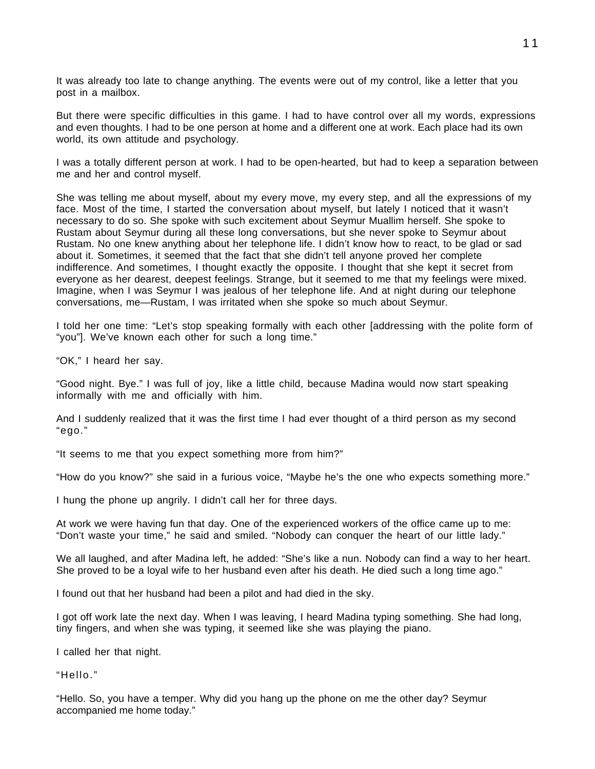It was already too late to change anything. The events were out of my control, like a letter that you post in a mailbox.

But there were specific difficulties in this game. I had to have control over all my words, expressions and even thoughts. I had to be one person at home and a different one at work. Each place had its own world, its own attitude and psychology.

I was a totally different person at work. I had to be open-hearted, but had to keep a separation between me and her and control myself.

She was telling me about myself, about my every move, my every step, and all the expressions of my face. Most of the time, I started the conversation about myself, but lately I noticed that it wasn't necessary to do so. She spoke with such excitement about Seymur Muallim herself. She spoke to Rustam about Seymur during all these long conversations, but she never spoke to Seymur about Rustam. No one knew anything about her telephone life. I didn't know how to react, to be glad or sad about it. Sometimes, it seemed that the fact that she didn't tell anyone proved her complete indifference. And sometimes, I thought exactly the opposite. I thought that she kept it secret from everyone as her dearest, deepest feelings. Strange, but it seemed to me that my feelings were mixed. Imagine, when I was Seymur I was jealous of her telephone life. And at night during our telephone conversations, me—Rustam, I was irritated when she spoke so much about Seymur.

I told her one time: "Let's stop speaking formally with each other [addressing with the polite form of "you"]. We've known each other for such a long time."

"OK," I heard her say.

"Good night. Bye." I was full of joy, like a little child, because Madina would now start speaking informally with me and officially with him.

And I suddenly realized that it was the first time I had ever thought of a third person as my second "ego."

"It seems to me that you expect something more from him?"

"How do you know?" she said in a furious voice, "Maybe he's the one who expects something more."

I hung the phone up angrily. I didn't call her for three days.

At work we were having fun that day. One of the experienced workers of the office came up to me: "Don't waste your time," he said and smiled. "Nobody can conquer the heart of our little lady."

We all laughed, and after Madina left, he added: "She's like a nun. Nobody can find a way to her heart. She proved to be a loyal wife to her husband even after his death. He died such a long time ago."

I found out that her husband had been a pilot and had died in the sky.

I got off work late the next day. When I was leaving, I heard Madina typing something. She had long, tiny fingers, and when she was typing, it seemed like she was playing the piano.

I called her that night.

"Hello."

"Hello. So, you have a temper. Why did you hang up the phone on me the other day? Seymur accompanied me home today."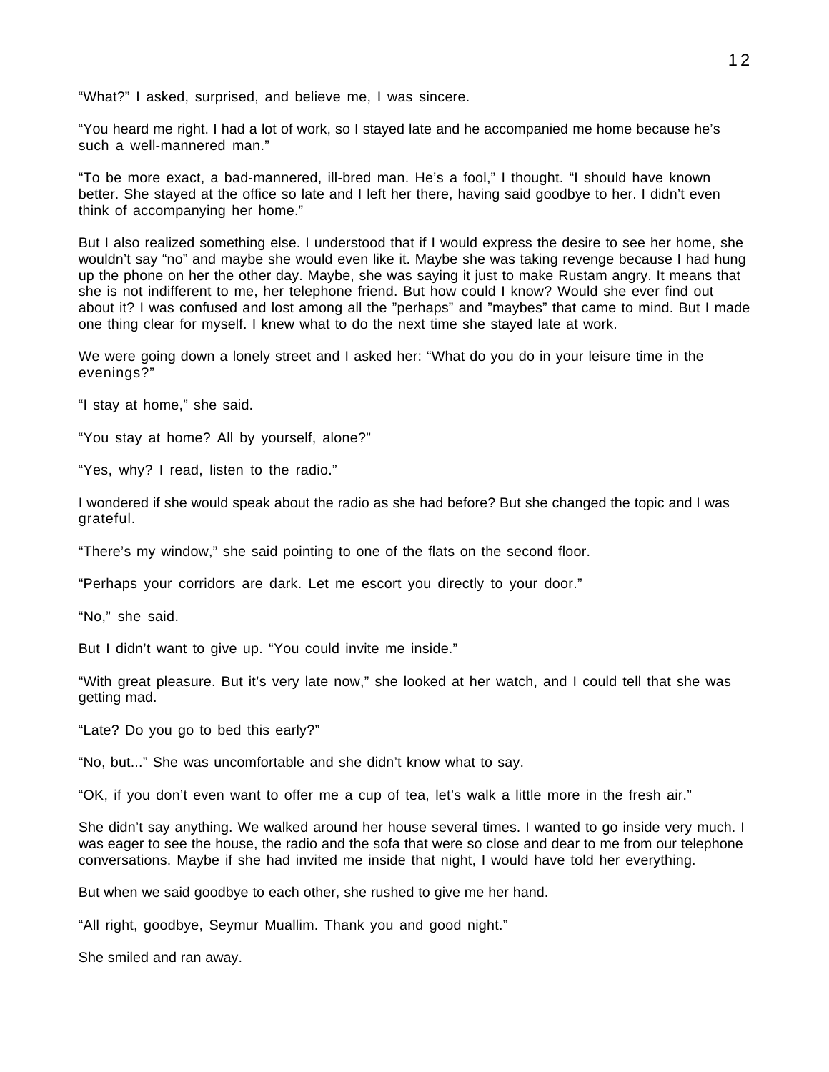“What?” I asked, surprised, and believe me, I was sincere.

“You heard me right. I had a lot of work, so I stayed late and he accompanied me home because he’s such a well-mannered man.”

“To be more exact, a bad-mannered, ill-bred man. He’s a fool,” I thought. “I should have known better. She stayed at the office so late and I left her there, having said goodbye to her. I didn’t even think of accompanying her home.”

But I also realized something else. I understood that if I would express the desire to see her home, she wouldn’t say “no” and maybe she would even like it. Maybe she was taking revenge because I had hung up the phone on her the other day. Maybe, she was saying it just to make Rustam angry. It means that she is not indifferent to me, her telephone friend. But how could I know? Would she ever find out about it? I was confused and lost among all the ”perhaps” and ”maybes” that came to mind. But I made one thing clear for myself. I knew what to do the next time she stayed late at work.

We were going down a lonely street and I asked her: “What do you do in your leisure time in the evenings?”

“I stay at home,” she said.

“You stay at home? All by yourself, alone?”

“Yes, why? I read, listen to the radio.”

I wondered if she would speak about the radio as she had before? But she changed the topic and I was grateful.

“There’s my window,” she said pointing to one of the flats on the second floor.

“Perhaps your corridors are dark. Let me escort you directly to your door.”

“No,” she said.

But I didn’t want to give up. “You could invite me inside.”

“With great pleasure. But it’s very late now,” she looked at her watch, and I could tell that she was getting mad.

“Late? Do you go to bed this early?”

“No, but...” She was uncomfortable and she didn’t know what to say.

“OK, if you don’t even want to offer me a cup of tea, let’s walk a little more in the fresh air.”

She didn’t say anything. We walked around her house several times. I wanted to go inside very much. I was eager to see the house, the radio and the sofa that were so close and dear to me from our telephone conversations. Maybe if she had invited me inside that night, I would have told her everything.

But when we said goodbye to each other, she rushed to give me her hand.

“All right, goodbye, Seymur Muallim. Thank you and good night.”

She smiled and ran away.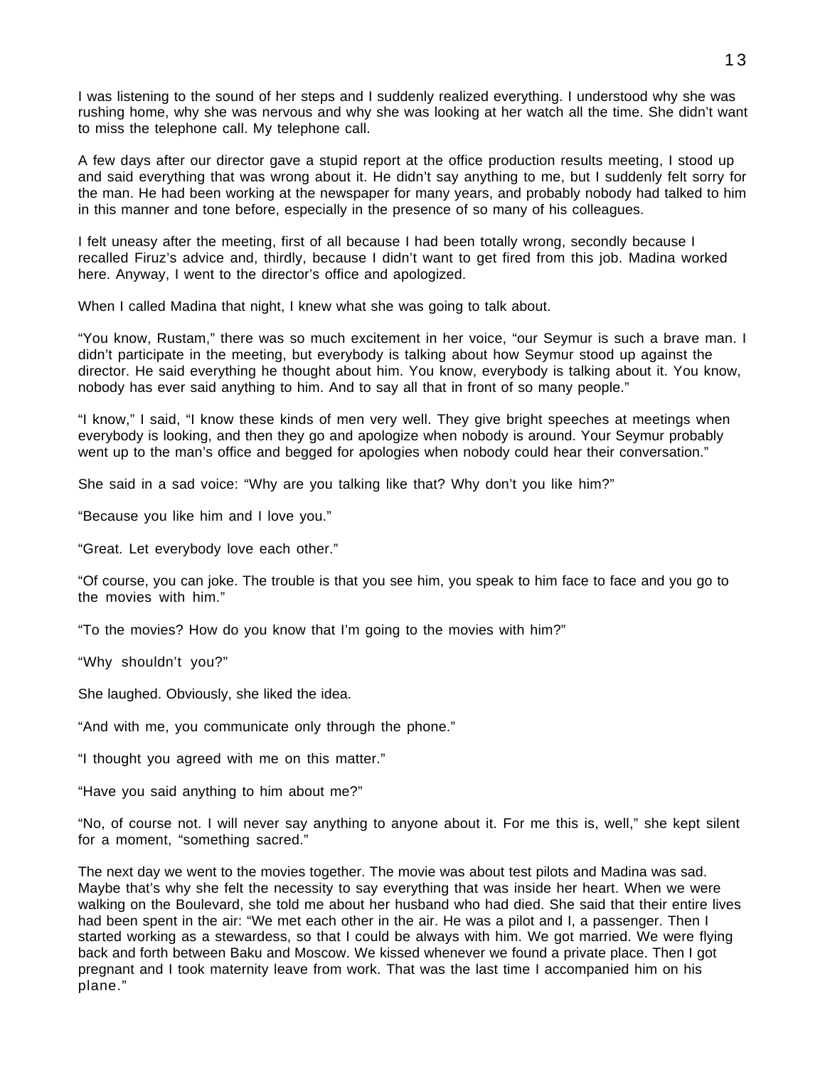I was listening to the sound of her steps and I suddenly realized everything. I understood why she was rushing home, why she was nervous and why she was looking at her watch all the time. She didn't want to miss the telephone call. My telephone call.

A few days after our director gave a stupid report at the office production results meeting, I stood up and said everything that was wrong about it. He didn't say anything to me, but I suddenly felt sorry for the man. He had been working at the newspaper for many years, and probably nobody had talked to him in this manner and tone before, especially in the presence of so many of his colleagues.

I felt uneasy after the meeting, first of all because I had been totally wrong, secondly because I recalled Firuz's advice and, thirdly, because I didn't want to get fired from this job. Madina worked here. Anyway, I went to the director's office and apologized.

When I called Madina that night, I knew what she was going to talk about.

"You know, Rustam," there was so much excitement in her voice, "our Seymur is such a brave man. I didn't participate in the meeting, but everybody is talking about how Seymur stood up against the director. He said everything he thought about him. You know, everybody is talking about it. You know, nobody has ever said anything to him. And to say all that in front of so many people."

"I know," I said, "I know these kinds of men very well. They give bright speeches at meetings when everybody is looking, and then they go and apologize when nobody is around. Your Seymur probably went up to the man's office and begged for apologies when nobody could hear their conversation."

She said in a sad voice: "Why are you talking like that? Why don't you like him?"

"Because you like him and I love you."

"Great. Let everybody love each other."

"Of course, you can joke. The trouble is that you see him, you speak to him face to face and you go to the movies with him."

"To the movies? How do you know that I'm going to the movies with him?"

"Why shouldn't you?"

She laughed. Obviously, she liked the idea.

"And with me, you communicate only through the phone."

"I thought you agreed with me on this matter."

"Have you said anything to him about me?"

"No, of course not. I will never say anything to anyone about it. For me this is, well," she kept silent for a moment, "something sacred."

The next day we went to the movies together. The movie was about test pilots and Madina was sad. Maybe that's why she felt the necessity to say everything that was inside her heart. When we were walking on the Boulevard, she told me about her husband who had died. She said that their entire lives had been spent in the air: "We met each other in the air. He was a pilot and I, a passenger. Then I started working as a stewardess, so that I could be always with him. We got married. We were flying back and forth between Baku and Moscow. We kissed whenever we found a private place. Then I got pregnant and I took maternity leave from work. That was the last time I accompanied him on his plane."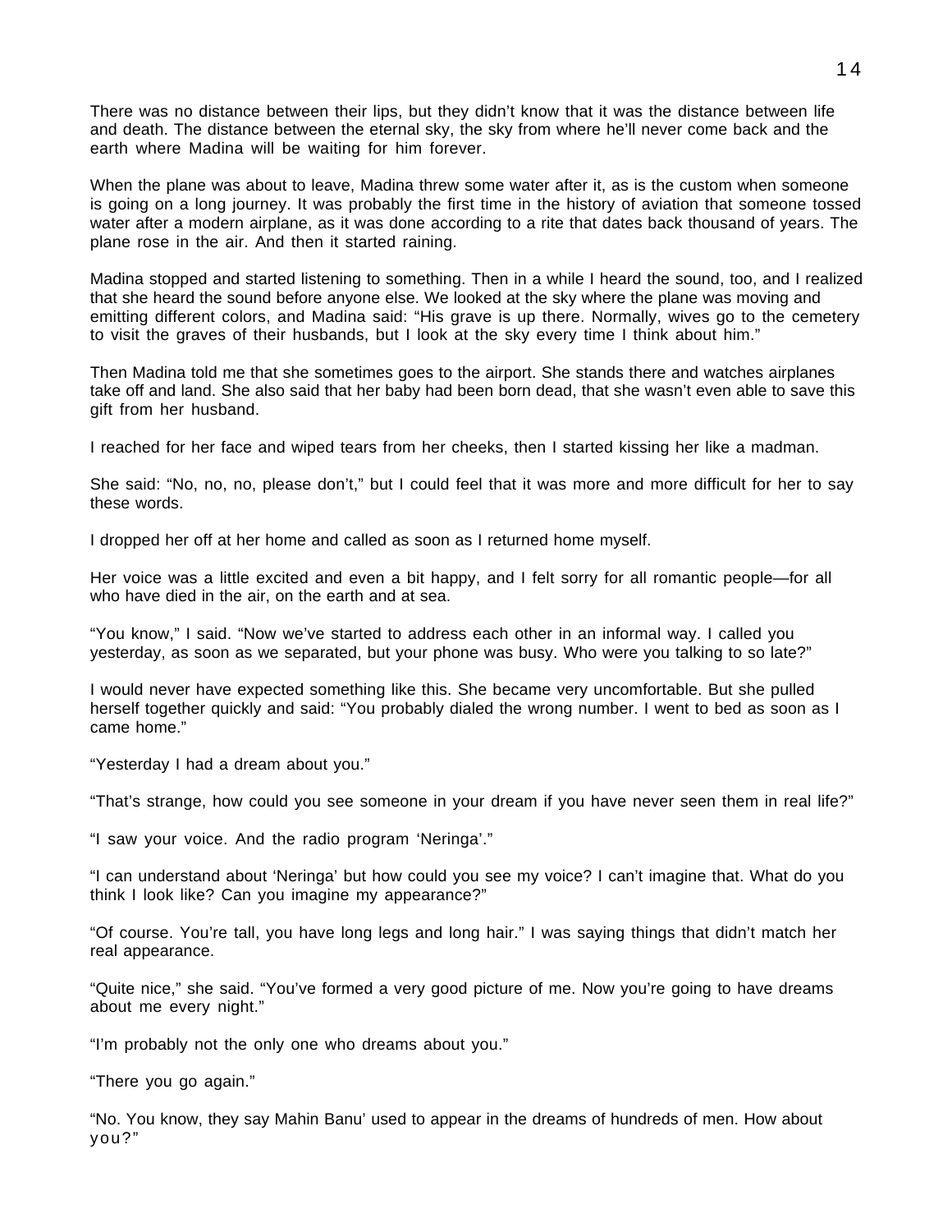There was no distance between their lips, but they didn't know that it was the distance between life and death. The distance between the eternal sky, the sky from where he'll never come back and the earth where Madina will be waiting for him forever.

When the plane was about to leave, Madina threw some water after it, as is the custom when someone is going on a long journey. It was probably the first time in the history of aviation that someone tossed water after a modern airplane, as it was done according to a rite that dates back thousand of years. The plane rose in the air. And then it started raining.

Madina stopped and started listening to something. Then in a while I heard the sound, too, and I realized that she heard the sound before anyone else. We looked at the sky where the plane was moving and emitting different colors, and Madina said: "His grave is up there. Normally, wives go to the cemetery to visit the graves of their husbands, but I look at the sky every time I think about him."

Then Madina told me that she sometimes goes to the airport. She stands there and watches airplanes take off and land. She also said that her baby had been born dead, that she wasn't even able to save this gift from her husband.

I reached for her face and wiped tears from her cheeks, then I started kissing her like a madman.

She said: "No, no, no, please don't," but I could feel that it was more and more difficult for her to say these words.

I dropped her off at her home and called as soon as I returned home myself.

Her voice was a little excited and even a bit happy, and I felt sorry for all romantic people—for all who have died in the air, on the earth and at sea.

"You know," I said. "Now we've started to address each other in an informal way. I called you yesterday, as soon as we separated, but your phone was busy. Who were you talking to so late?"

I would never have expected something like this. She became very uncomfortable. But she pulled herself together quickly and said: "You probably dialed the wrong number. I went to bed as soon as I came home."

"Yesterday I had a dream about you."

"That's strange, how could you see someone in your dream if you have never seen them in real life?"

"I saw your voice. And the radio program 'Neringa'."

"I can understand about 'Neringa' but how could you see my voice? I can't imagine that. What do you think I look like? Can you imagine my appearance?"

"Of course. You're tall, you have long legs and long hair." I was saying things that didn't match her real appearance.

"Quite nice," she said. "You've formed a very good picture of me. Now you're going to have dreams about me every night."

"I'm probably not the only one who dreams about you."

"There you go again."

"No. You know, they say Mahin Banu' used to appear in the dreams of hundreds of men. How about you?"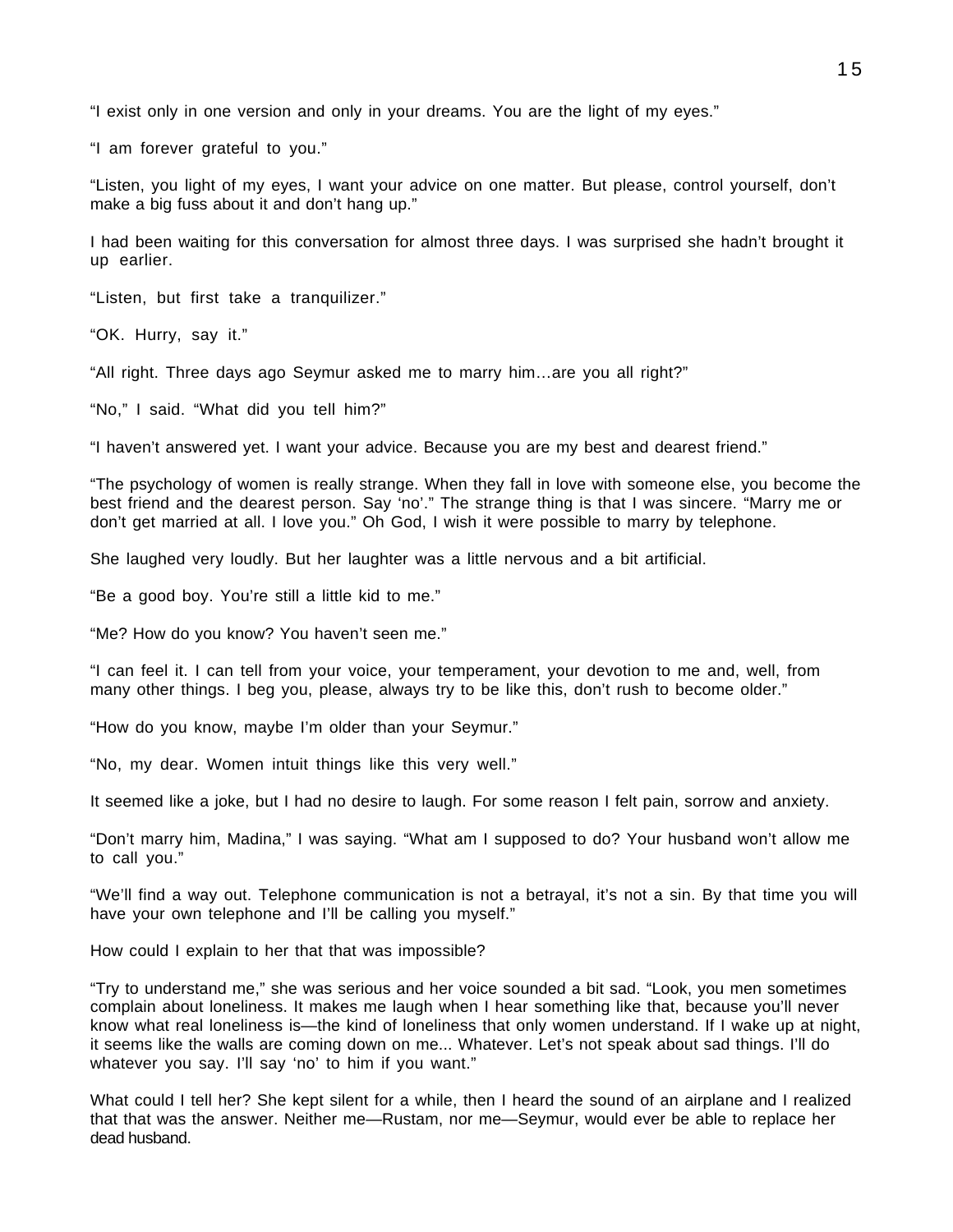"I exist only in one version and only in your dreams. You are the light of my eyes."

"I am forever grateful to you."

"Listen, you light of my eyes, I want your advice on one matter. But please, control yourself, don't make a big fuss about it and don't hang up."

I had been waiting for this conversation for almost three days. I was surprised she hadn't brought it up earlier.

"Listen, but first take a tranquilizer."

"OK. Hurry, say it."

"All right. Three days ago Seymur asked me to marry him…are you all right?"

"No," I said. "What did you tell him?"

"I haven't answered yet. I want your advice. Because you are my best and dearest friend."

"The psychology of women is really strange. When they fall in love with someone else, you become the best friend and the dearest person. Say 'no'." The strange thing is that I was sincere. "Marry me or don't get married at all. I love you." Oh God, I wish it were possible to marry by telephone.

She laughed very loudly. But her laughter was a little nervous and a bit artificial.

"Be a good boy. You're still a little kid to me."

"Me? How do you know? You haven't seen me."

"I can feel it. I can tell from your voice, your temperament, your devotion to me and, well, from many other things. I beg you, please, always try to be like this, don't rush to become older."

"How do you know, maybe I'm older than your Seymur."

"No, my dear. Women intuit things like this very well."

It seemed like a joke, but I had no desire to laugh. For some reason I felt pain, sorrow and anxiety.

"Don't marry him, Madina," I was saying. "What am I supposed to do? Your husband won't allow me to call you."

"We'll find a way out. Telephone communication is not a betrayal, it's not a sin. By that time you will have your own telephone and I'll be calling you myself."

How could I explain to her that that was impossible?

"Try to understand me," she was serious and her voice sounded a bit sad. "Look, you men sometimes complain about loneliness. It makes me laugh when I hear something like that, because you'll never know what real loneliness is—the kind of loneliness that only women understand. If I wake up at night, it seems like the walls are coming down on me... Whatever. Let's not speak about sad things. I'll do whatever you say. I'll say 'no' to him if you want."

What could I tell her? She kept silent for a while, then I heard the sound of an airplane and I realized that that was the answer. Neither me—Rustam, nor me—Seymur, would ever be able to replace her dead husband.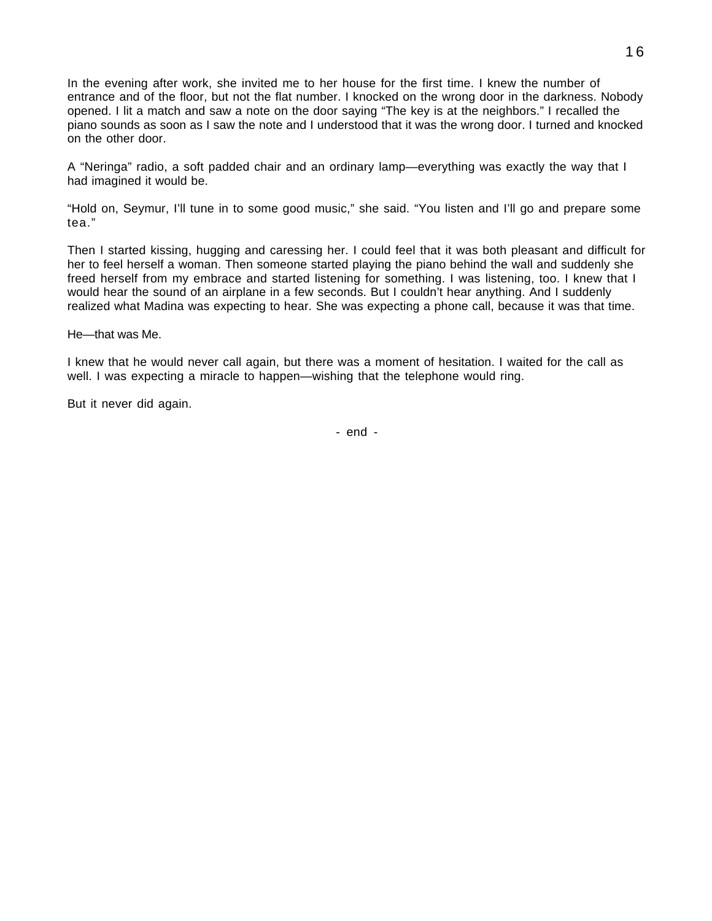In the evening after work, she invited me to her house for the first time. I knew the number of entrance and of the floor, but not the flat number. I knocked on the wrong door in the darkness. Nobody opened. I lit a match and saw a note on the door saying "The key is at the neighbors." I recalled the piano sounds as soon as I saw the note and I understood that it was the wrong door. I turned and knocked on the other door.

A "Neringa" radio, a soft padded chair and an ordinary lamp—everything was exactly the way that I had imagined it would be.

"Hold on, Seymur, I'll tune in to some good music," she said. "You listen and I'll go and prepare some tea."

Then I started kissing, hugging and caressing her. I could feel that it was both pleasant and difficult for her to feel herself a woman. Then someone started playing the piano behind the wall and suddenly she freed herself from my embrace and started listening for something. I was listening, too. I knew that I would hear the sound of an airplane in a few seconds. But I couldn't hear anything. And I suddenly realized what Madina was expecting to hear. She was expecting a phone call, because it was that time.

He—that was Me.

I knew that he would never call again, but there was a moment of hesitation. I waited for the call as well. I was expecting a miracle to happen—wishing that the telephone would ring.

But it never did again.

- end -